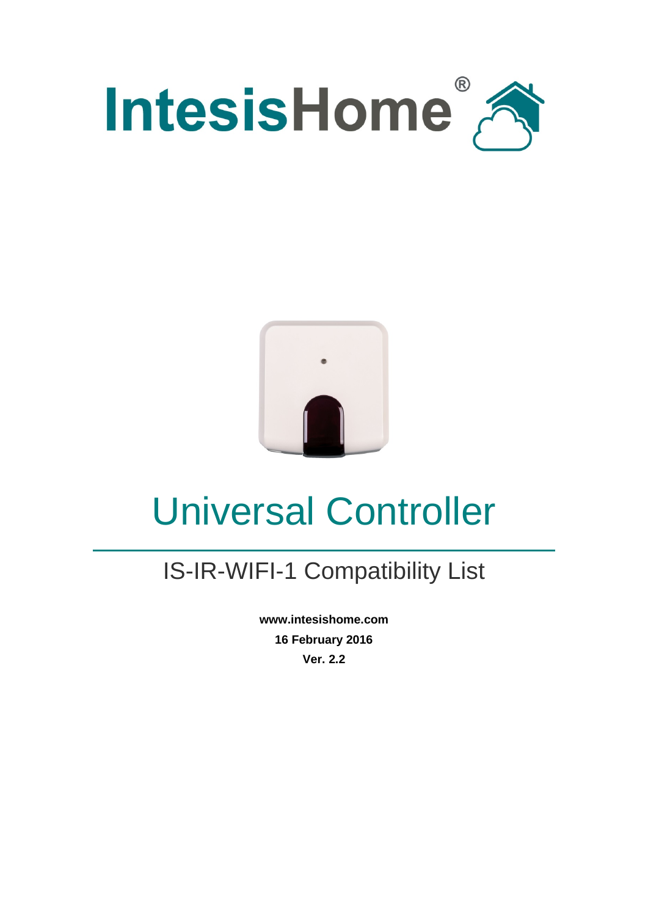IntesisHome®

# Universal Controller

## IS-IR-WIFI-1 Compatibility List

**www.intesishome.com**

**16 February 2016**

**Ver. 2.2**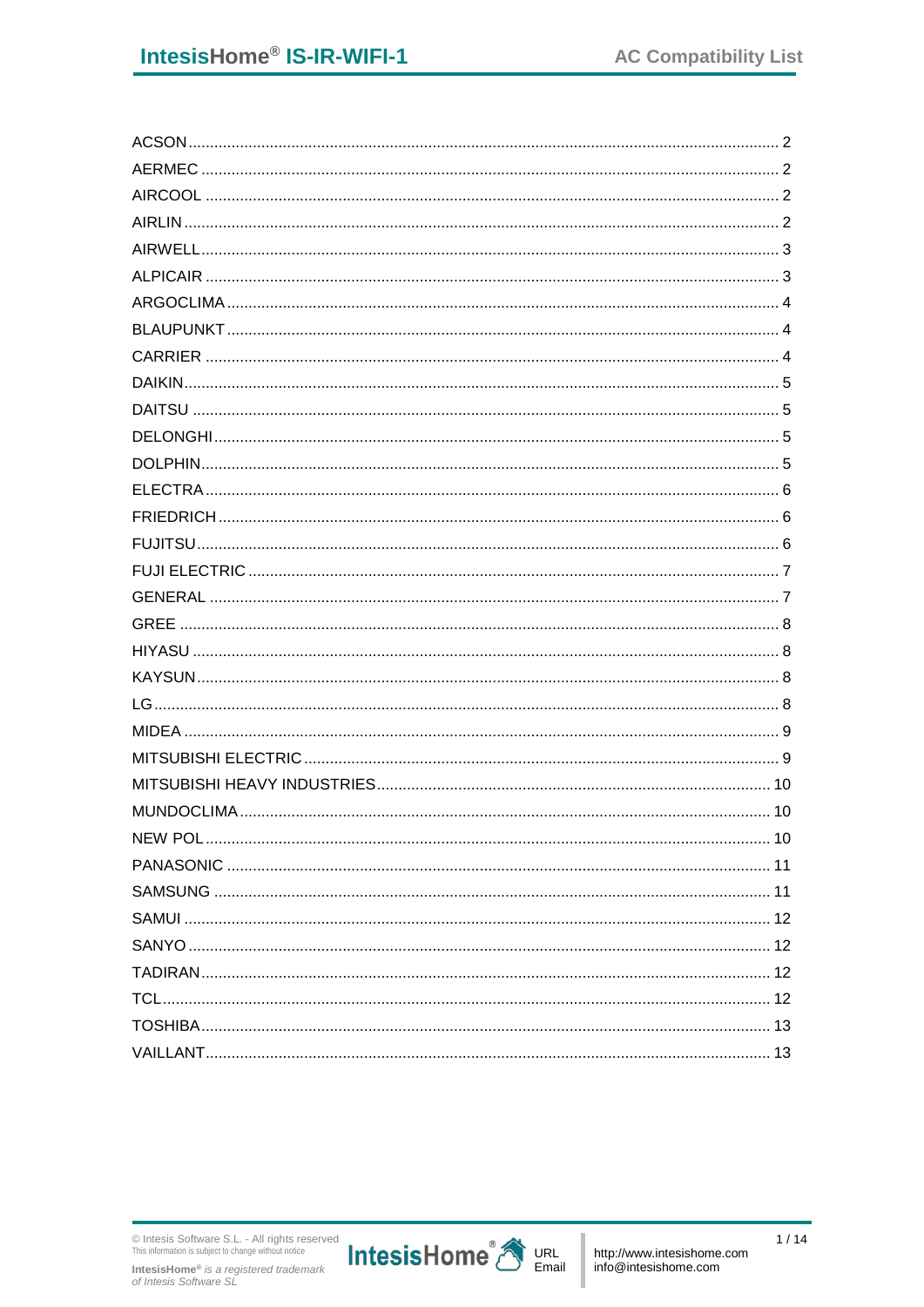ACSON ........................................................................................................................ 2
AERMEC ...................................................................................................................... 2
AIRCOOL ..................................................................................................................... 2
AIRLIN .......................................................................................................................... 2
AIRWELL ...................................................................................................................... 3
ALPICAIR ..................................................................................................................... 3
ARGOCLIMA ................................................................................................................ 4
BLAUPUNKT ................................................................................................................ 4
CARRIER ..................................................................................................................... 4
DAIKIN .......................................................................................................................... 5
DAITSU ........................................................................................................................ 5
DELONGHI ................................................................................................................... 5
DOLPHIN ...................................................................................................................... 5
ELECTRA ..................................................................................................................... 6
FRIEDRICH .................................................................................................................. 6
FUJITSU ....................................................................................................................... 6
FUJI ELECTRIC ........................................................................................................... 7
GENERAL .................................................................................................................... 7
GREE ........................................................................................................................... 8
HIYASU ........................................................................................................................ 8
KAYSUN ....................................................................................................................... 8
LG ................................................................................................................................. 8
MIDEA .......................................................................................................................... 9
MITSUBISHI ELECTRIC ............................................................................................... 9
MITSUBISHI HEAVY INDUSTRIES ............................................................................ 10
MUNDOCLIMA ........................................................................................................... 10
NEW POL ................................................................................................................... 10
PANASONIC ............................................................................................................... 11
SAMSUNG .................................................................................................................. 11
SAMUI ........................................................................................................................ 12
SANYO ....................................................................................................................... 12
TADIRAN .................................................................................................................... 12
TCL ............................................................................................................................. 12
TOSHIBA .................................................................................................................... 13
VAILLANT ................................................................................................................... 13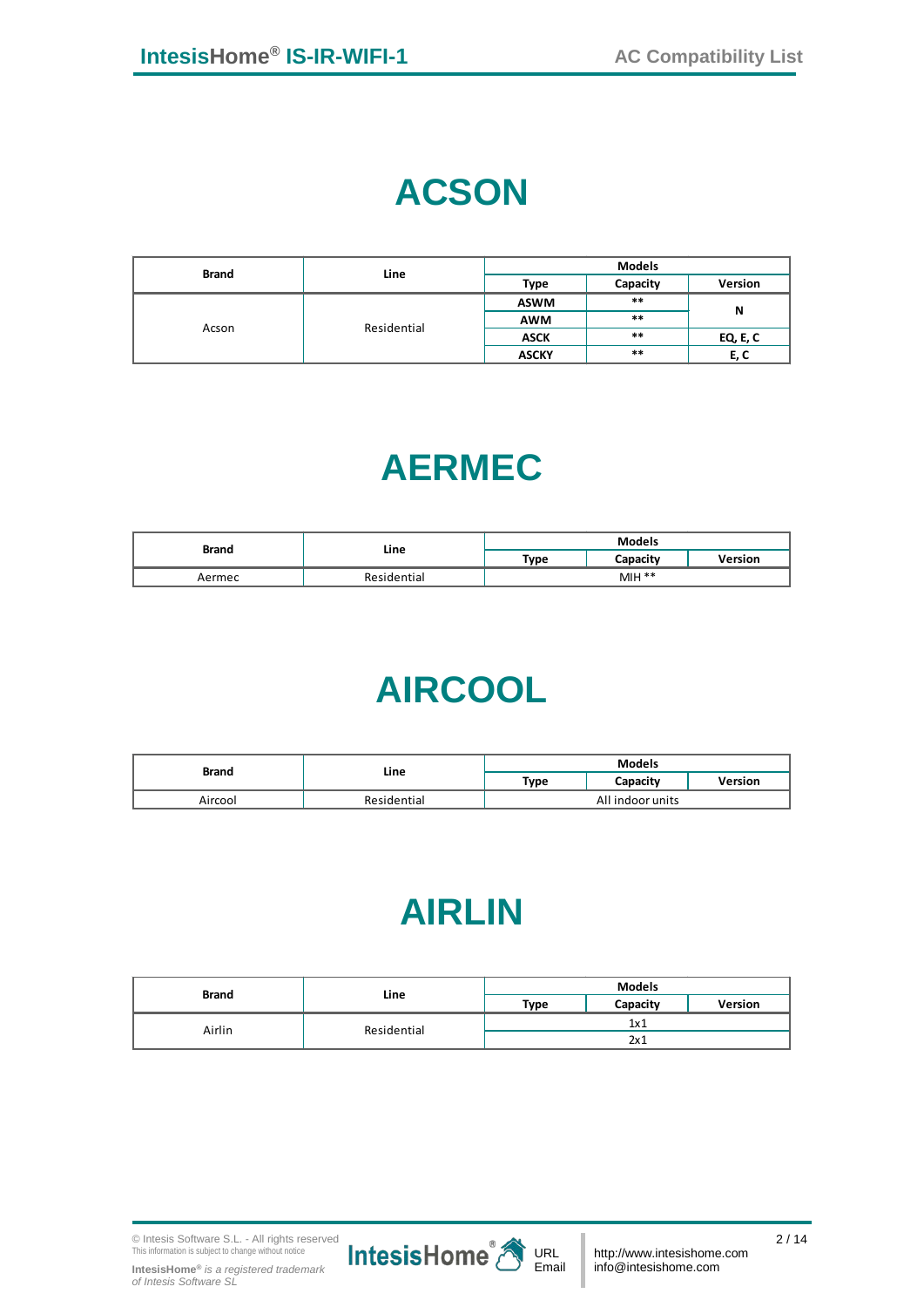# ACSON

| Brand | Line | Models | | |
|---|---|---|---|---|
| | | Type | Capacity | Version |
| Acson | Residential | ASWM | ** | N |
| | | AWM | ** | |
| | | ASCK | ** | EQ, E, C |
| | | ASCKY | ** | E, C |

# AERMEC

| Brand | Line | Models | | |
|---|---|---|---|---|
| | | Type | Capacity | Version |
| Aermec | Residential | MIH ** | | |

# AIRCOOL

| Brand | Line | Models | | |
|---|---|---|---|---|
| | | Type | Capacity | Version |
| Aircool | Residential | All indoor units | | |

# AIRLIN

| Brand | Line | Models | | |
|---|---|---|---|---|
| | | Type | Capacity | Version |
| Airlin | Residential | 1x1 | | |
| | | 2x1 | | |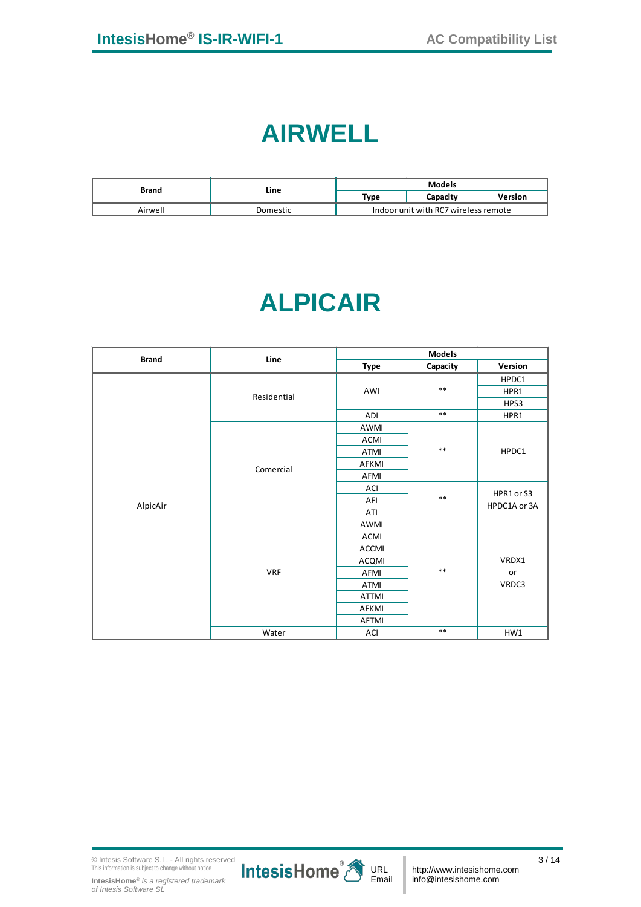# AIRWELL

| Brand | Line | Models | | |
|---|---|---|---|---|
| | | Type | Capacity | Version |
| Airwell | Domestic | Indoor unit with RC7 wireless remote | | |

# ALPICAIR

| Brand | Line | Models | | |
|---|---|---|---|---|
| | | Type | Capacity | Version |
| AlpicAir | Residential | AWI | ** | HPDC1 |
| | | | | HPR1 |
| | | | | HPS3 |
| | | ADI | ** | HPR1 |
| | Comercial | AWMI | ** | HPDC1 |
| | | ACMI | | |
| | | ATMI | | |
| | | AFKMI | | |
| | | AFMI | | |
| | | ACI | ** | HPR1 or S3 HPDC1A or 3A |
| | | AFI | | |
| | | ATI | | |
| | VRF | AWMI | ** | VRDX1 or VRDC3 |
| | | ACMI | | |
| | | ACCMI | | |
| | | ACQMI | | |
| | | AFMI | | |
| | | ATMI | | |
| | | ATTMI | | |
| | | AFKMI | | |
| | | AFTMI | | |
| | Water | ACI | ** | HW1 |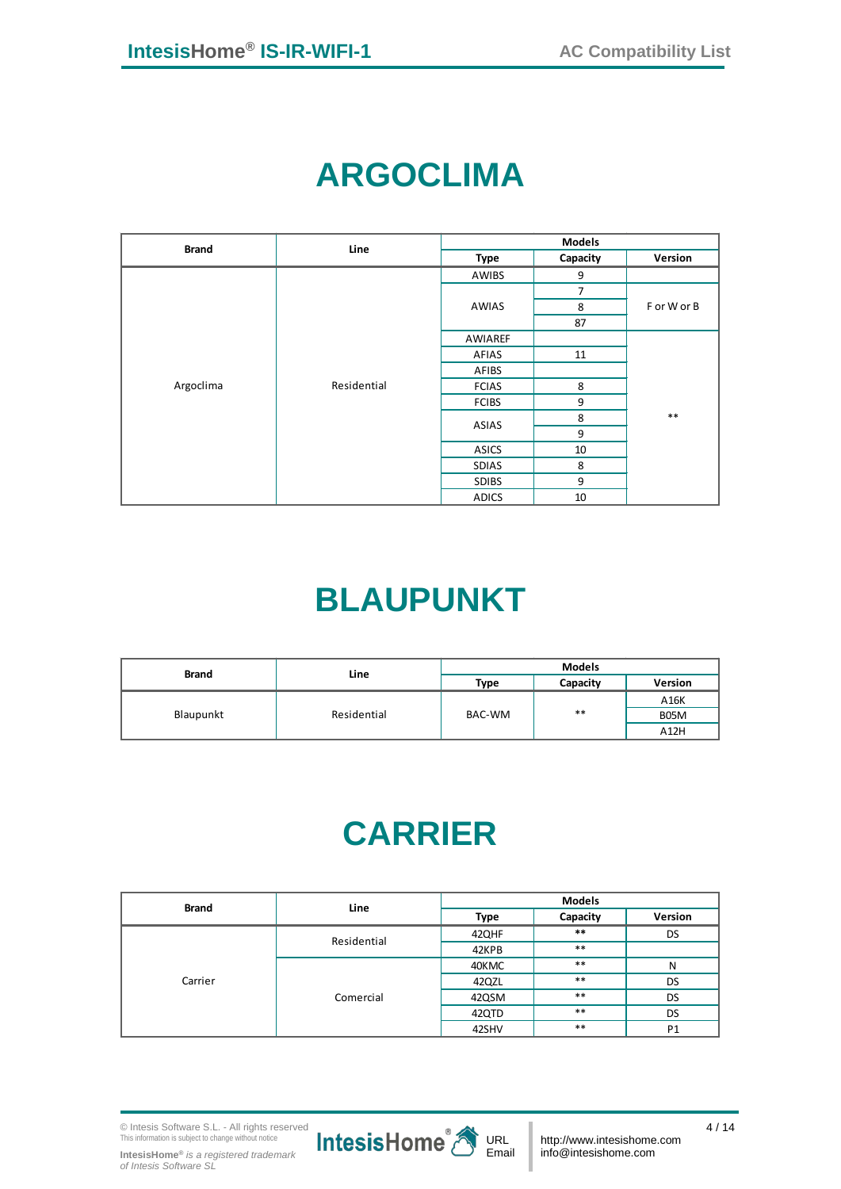# ARGOCLIMA

| Brand | Line | Models | | |
|---|---|---|---|---|
| | | Type | Capacity | Version |
| Argoclima | Residential | AWIBS | 9 | |
| | | AWIAS | 7 | F or W or B |
| | | | 8 | |
| | | | 87 | |
| | | AWIAREF | | ** |
| | | AFIAS | 11 | |
| | | AFIBS | | |
| | | FCIAS | 8 | |
| | | FCIBS | 9 | |
| | | ASIAS | 8 | |
| | | | 9 | |
| | | ASICS | 10 | |
| | | SDIAS | 8 | |
| | | SDIBS | 9 | |
| | | ADICS | 10 | |

# BLAUPUNKT

| Brand | Line | Models | | |
|---|---|---|---|---|
| | | Type | Capacity | Version |
| Blaupunkt | Residential | BAC-WM | ** | A16K |
| | | | | B05M |
| | | | | A12H |

# CARRIER

| Brand | Line | Models | | |
|---|---|---|---|---|
| | | Type | Capacity | Version |
| Carrier | Residential | 42QHF | ** | DS |
| | | 42KPB | ** | |
| | Comercial | 40KMC | ** | N |
| | | 42QZL | ** | DS |
| | | 42QSM | ** | DS |
| | | 42QTD | ** | DS |
| | | 42SHV | ** | P1 |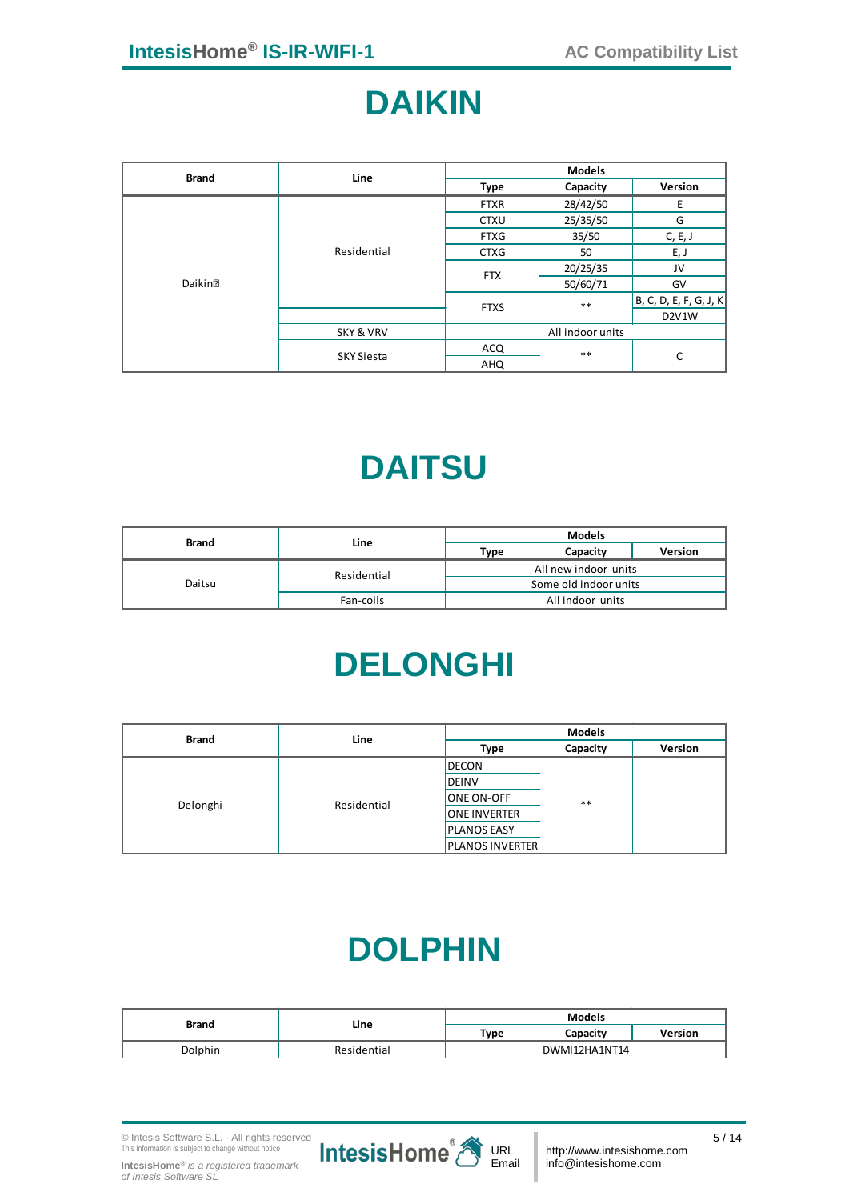# DAIKIN

| Brand | Line | Models | | |
|---|---|---|---|---|
| | | Type | Capacity | Version |
| Daikin | Residential | FTXR | 28/42/50 | E |
| | | CTXU | 25/35/50 | G |
| | | FTXG | 35/50 | C, E, J |
| | | CTXG | 50 | E, J |
| | | FTX | 20/25/35 | JV |
| | | | 50/60/71 | GV |
| | | FTXS | ** | B, C, D, E, F, G, J, K |
| | | | | D2V1W |
| | SKY & VRV | All indoor units | | |
| | SKY Siesta | ACQ | ** | C |
| | | AHQ | | |

# DAITSU

| Brand | Line | Models | | |
|---|---|---|---|---|
| | | Type | Capacity | Version |
| Daitsu | Residential | All new indoor units | | |
| | | Some old indoor units | | |
| | Fan-coils | All indoor units | | |

# DELONGHI

| Brand | Line | Models | | |
|---|---|---|---|---|
| | | Type | Capacity | Version |
| Delonghi | Residential | DECON | ** | |
| | | DEINV | | |
| | | ONE ON-OFF | | |
| | | ONE INVERTER | | |
| | | PLANOS EASY | | |
| | | PLANOS INVERTER | | |

# DOLPHIN

| Brand | Line | Models | | |
|---|---|---|---|---|
| | | Type | Capacity | Version |
| Dolphin | Residential | DWMI12HA1NT14 | | |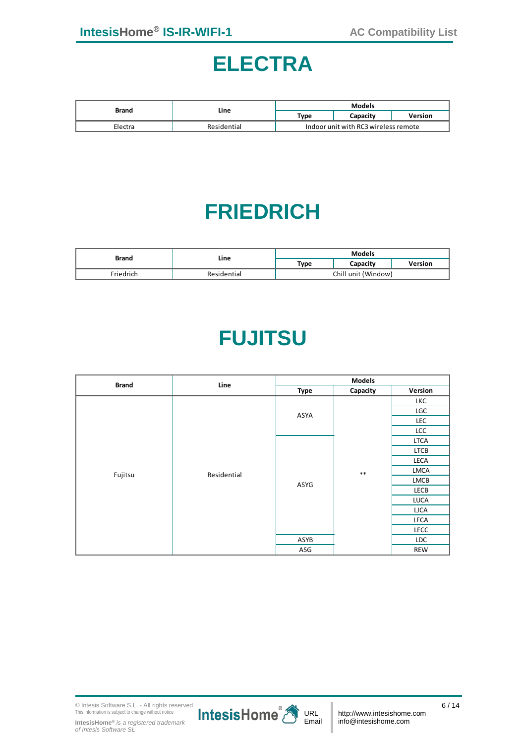# ELECTRA

| Brand | Line | Models | | |
|---|---|---|---|---|
| | | Type | Capacity | Version |
| Electra | Residential | Indoor unit with RC3 wireless remote | | |

# FRIEDRICH

| Brand | Line | Models | | |
|---|---|---|---|---|
| | | Type | Capacity | Version |
| Friedrich | Residential | Chill unit (Window) | | |

# FUJITSU

| Brand | Line | Models | | |
|---|---|---|---|---|
| | | Type | Capacity | Version |
| Fujitsu | Residential | ASYA | ** | LKC |
| | | | | LGC |
| | | | | LEC |
| | | | | LCC |
| | | ASYG | | LTCA |
| | | | | LTCB |
| | | | | LECA |
| | | | | LMCA |
| | | | | LMCB |
| | | | | LECB |
| | | | | LUCA |
| | | | | LJCA |
| | | | | LFCA |
| | | | | LFCC |
| | | ASYB | | LDC |
| | | ASG | | REW |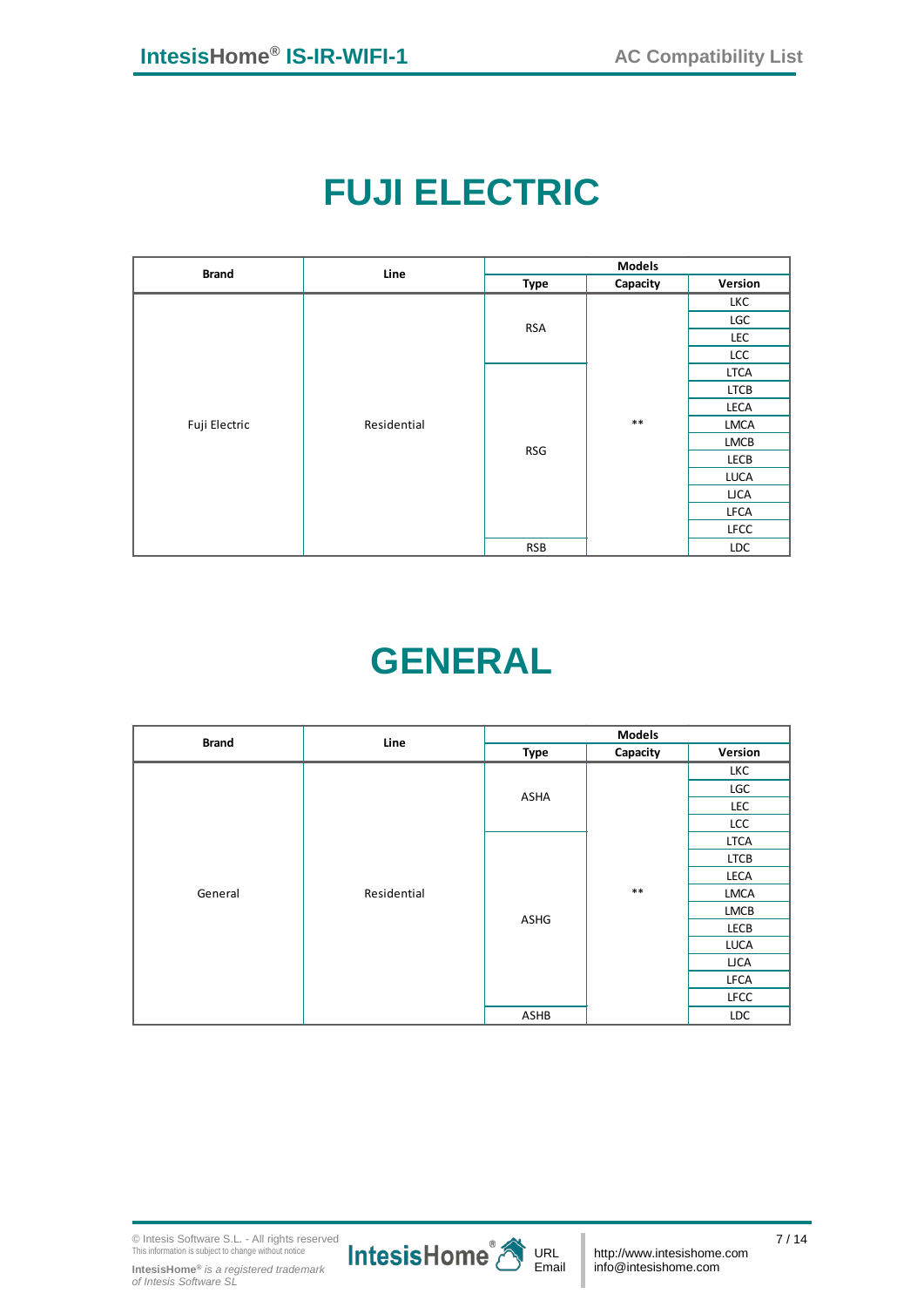# FUJI ELECTRIC

| Brand | Line | Models | | |
|---|---|---|---|---|
| | | Type | Capacity | Version |
| Fuji Electric | Residential | RSA | ** | LKC |
| | | | | LGC |
| | | | | LEC |
| | | | | LCC |
| | | RSG | | LTCA |
| | | | | LTCB |
| | | | | LECA |
| | | | | LMCA |
| | | | | LMCB |
| | | | | LECB |
| | | | | LUCA |
| | | | | LJCA |
| | | | | LFCA |
| | | | | LFCC |
| | | RSB | | LDC |

# GENERAL

| Brand | Line | Models | | |
|---|---|---|---|---|
| | | Type | Capacity | Version |
| General | Residential | ASHA | ** | LKC |
| | | | | LGC |
| | | | | LEC |
| | | | | LCC |
| | | ASHG | | LTCA |
| | | | | LTCB |
| | | | | LECA |
| | | | | LMCA |
| | | | | LMCB |
| | | | | LECB |
| | | | | LUCA |
| | | | | LJCA |
| | | | | LFCA |
| | | | | LFCC |
| | | ASHB | | LDC |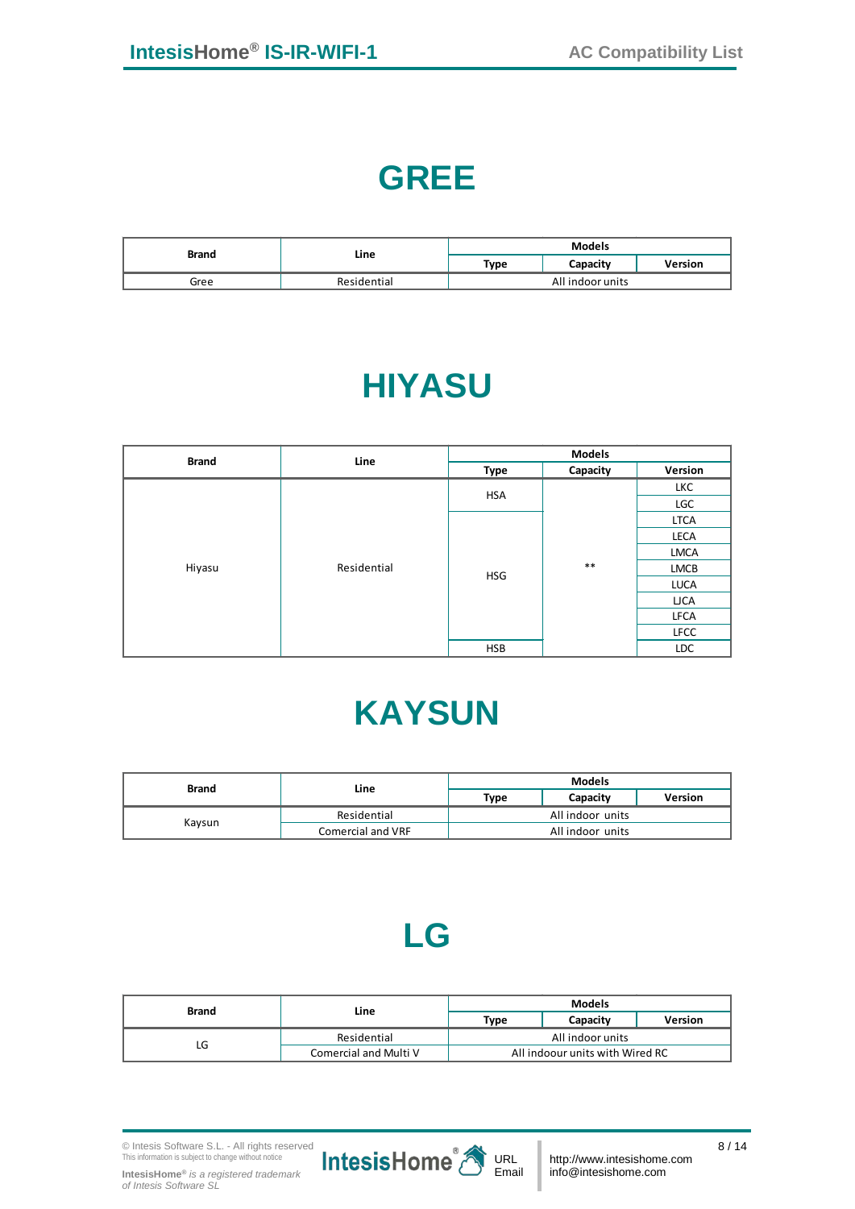# GREE

| Brand | Line | Models | | |
|---|---|---|---|---|
| | | Type | Capacity | Version |
| Gree | Residential | All indoor units | | |

# HIYASU

| Brand | Line | Models | | |
|---|---|---|---|---|
| | | Type | Capacity | Version |
| Hiyasu | Residential | HSA | ** | LKC |
| | | | | LGC |
| | | HSG | | LTCA |
| | | | | LECA |
| | | | | LMCA |
| | | | | LMCB |
| | | | | LUCA |
| | | | | LJCA |
| | | | | LFCA |
| | | | | LFCC |
| | | HSB | | LDC |

# KAYSUN

| Brand | Line | Models | | |
|---|---|---|---|---|
| | | Type | Capacity | Version |
| Kaysun | Residential | All indoor units | | |
| | Comercial and VRF | All indoor units | | |

# LG

| Brand | Line | Models | | |
|---|---|---|---|---|
| | | Type | Capacity | Version |
| LG | Residential | All indoor units | | |
| | Comercial and Multi V | All indoour units with Wired RC | | |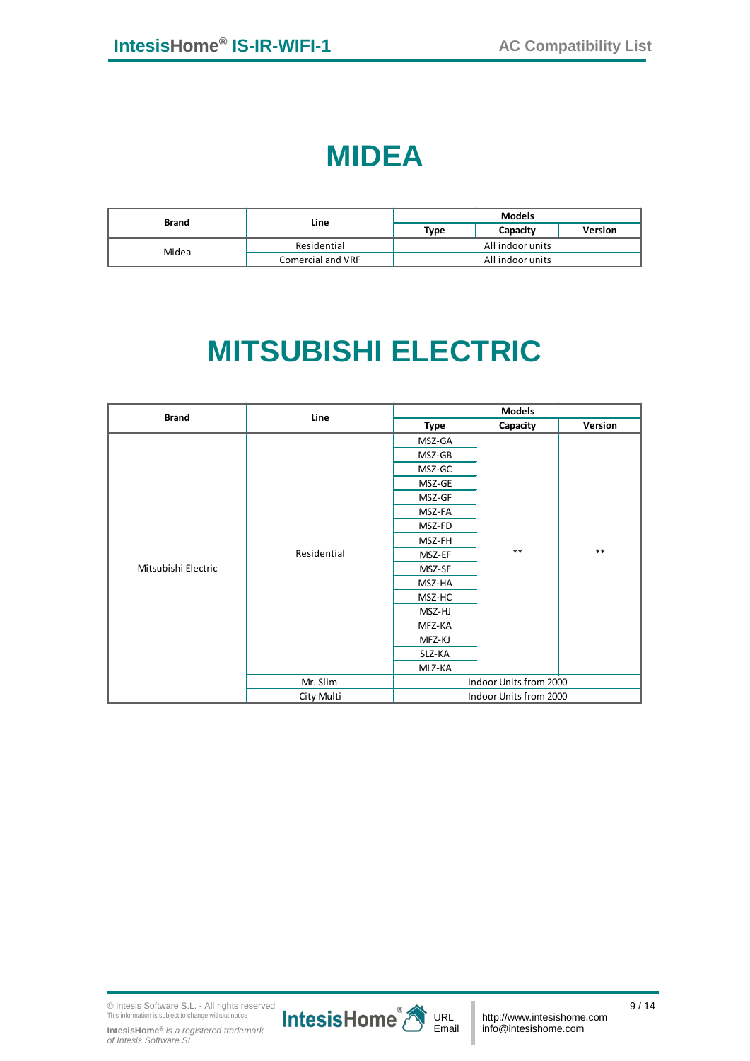# MIDEA

| Brand | Line | Models | | |
|---|---|---|---|---|
| | | Type | Capacity | Version |
| Midea | Residential | All indoor units | | |
| | Comercial and VRF | All indoor units | | |

# MITSUBISHI ELECTRIC

| Brand | Line | Models | | |
|---|---|---|---|---|
| | | Type | Capacity | Version |
| Mitsubishi Electric | Residential | MSZ-GA | ** | ** |
| | | MSZ-GB | | |
| | | MSZ-GC | | |
| | | MSZ-GE | | |
| | | MSZ-GF | | |
| | | MSZ-FA | | |
| | | MSZ-FD | | |
| | | MSZ-FH | | |
| | | MSZ-EF | | |
| | | MSZ-SF | | |
| | | MSZ-HA | | |
| | | MSZ-HC | | |
| | | MSZ-HJ | | |
| | | MFZ-KA | | |
| | | MFZ-KJ | | |
| | | SLZ-KA | | |
| | | MLZ-KA | | |
| | Mr. Slim | Indoor Units from 2000 | | |
| | City Multi | Indoor Units from 2000 | | |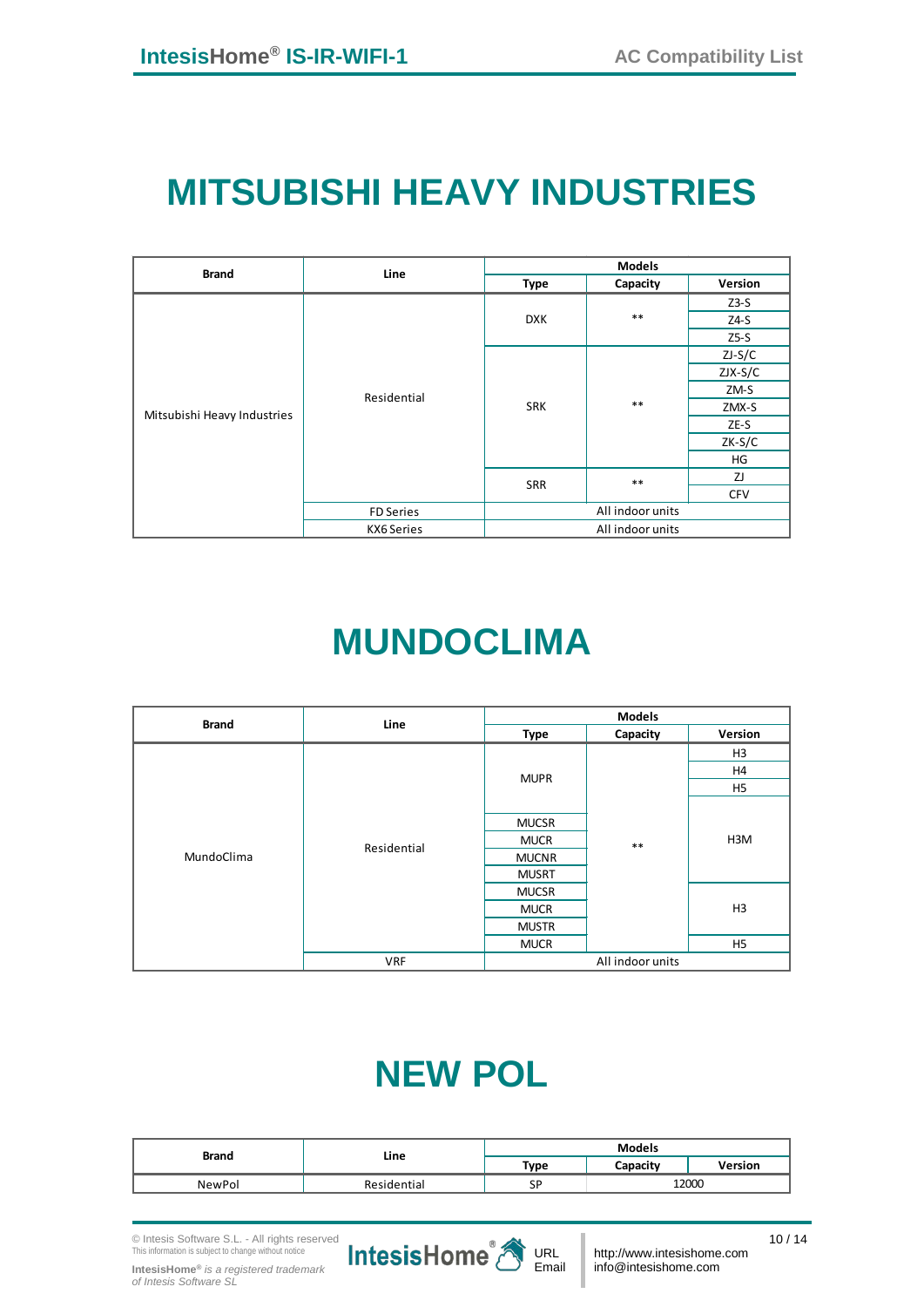# MITSUBISHI HEAVY INDUSTRIES

| Brand | Line | Models | | |
|---|---|---|---|---|
| | | Type | Capacity | Version |
| Mitsubishi Heavy Industries | Residential | DXK | ** | Z3-S |
| | | | | Z4-S |
| | | | | Z5-S |
| | | SRK | ** | ZJ-S/C |
| | | | | ZJX-S/C |
| | | | | ZM-S |
| | | | | ZMX-S |
| | | | | ZE-S |
| | | | | ZK-S/C |
| | | | | HG |
| | | SRR | ** | ZJ |
| | | | | CFV |
| | FD Series | All indoor units | | |
| | KX6 Series | All indoor units | | |

# MUNDOCLIMA

| Brand | Line | Models | | |
|---|---|---|---|---|
| | | Type | Capacity | Version |
| MundoClima | Residential | MUPR | ** | H3 |
| | | | | H4 |
| | | | | H5 |
| | | MUCSR | | H3M |
| | | MUCR | | |
| | | MUCNR | | |
| | | MUSRT | | |
| | | MUCSR | | H3 |
| | | MUCR | | |
| | | MUSTR | | |
| | | MUCR | | H5 |
| | VRF | All indoor units | | |

# NEW POL

| Brand | Line | Models | | |
|---|---|---|---|---|
| | | Type | Capacity | Version |
| NewPol | Residential | SP | 12000 | |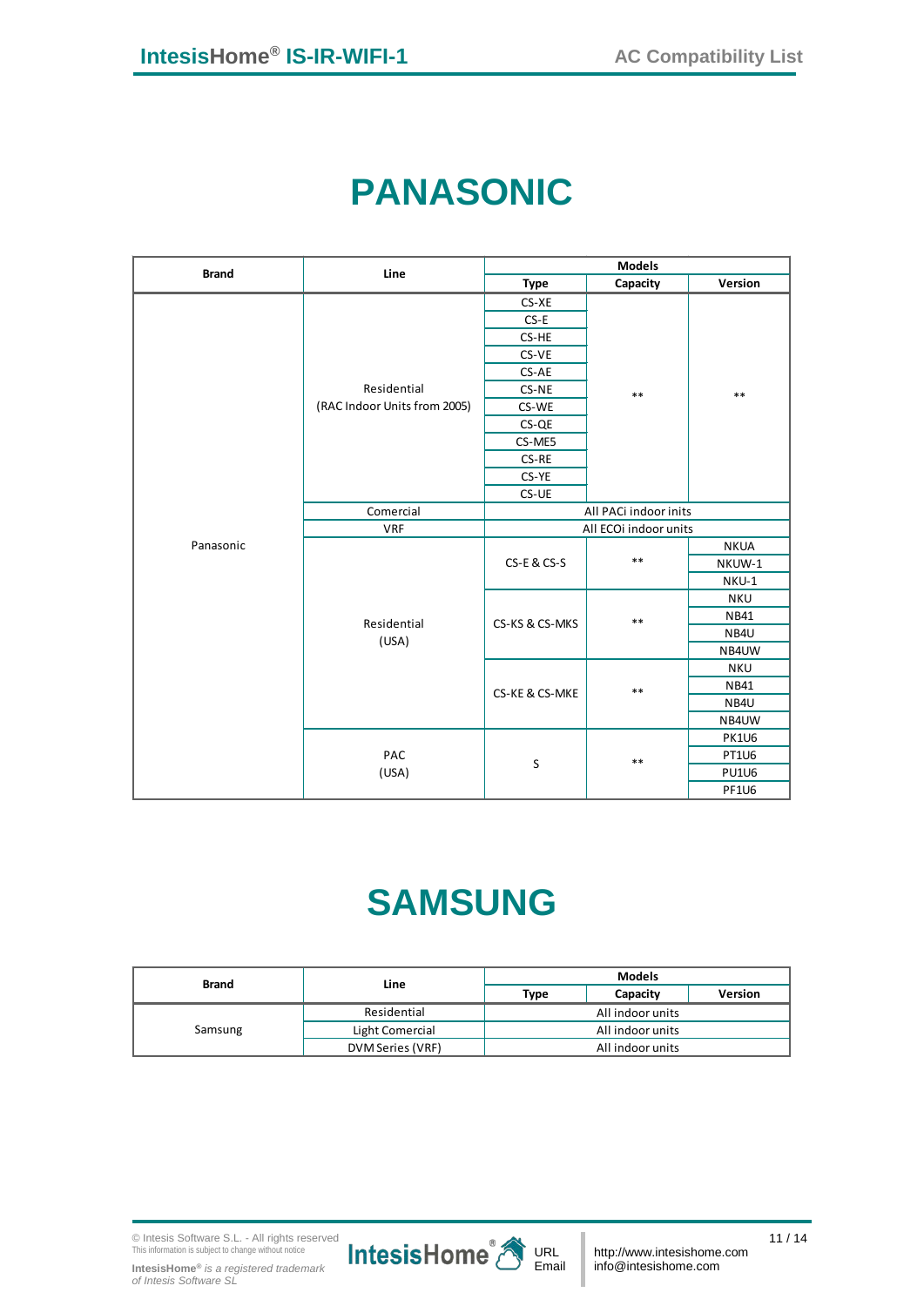# PANASONIC

| Brand | Line | Models | | |
|---|---|---|---|---|
| | | Type | Capacity | Version |
| Panasonic | Residential (RAC Indoor Units from 2005) | CS-XE | ** | ** |
| | | CS-E | | |
| | | CS-HE | | |
| | | CS-VE | | |
| | | CS-AE | | |
| | | CS-NE | | |
| | | CS-WE | | |
| | | CS-QE | | |
| | | CS-ME5 | | |
| | | CS-RE | | |
| | | CS-YE | | |
| | | CS-UE | | |
| | Comercial | All PACi indoor inits | | |
| | VRF | All ECOi indoor units | | |
| | Residential (USA) | CS-E & CS-S | ** | NKUA |
| | | | | NKUW-1 |
| | | | | NKU-1 |
| | | CS-KS & CS-MKS | ** | NKU |
| | | | | NB41 |
| | | | | NB4U |
| | | | | NB4UW |
| | | CS-KE & CS-MKE | ** | NKU |
| | | | | NB41 |
| | | | | NB4U |
| | | | | NB4UW |
| | PAC (USA) | S | ** | PK1U6 |
| | | | | PT1U6 |
| | | | | PU1U6 |
| | | | | PF1U6 |

# SAMSUNG

| Brand | Line | Models | | |
|---|---|---|---|---|
| | | Type | Capacity | Version |
| Samsung | Residential | All indoor units | | |
| | Light Comercial | All indoor units | | |
| | DVM Series (VRF) | All indoor units | | |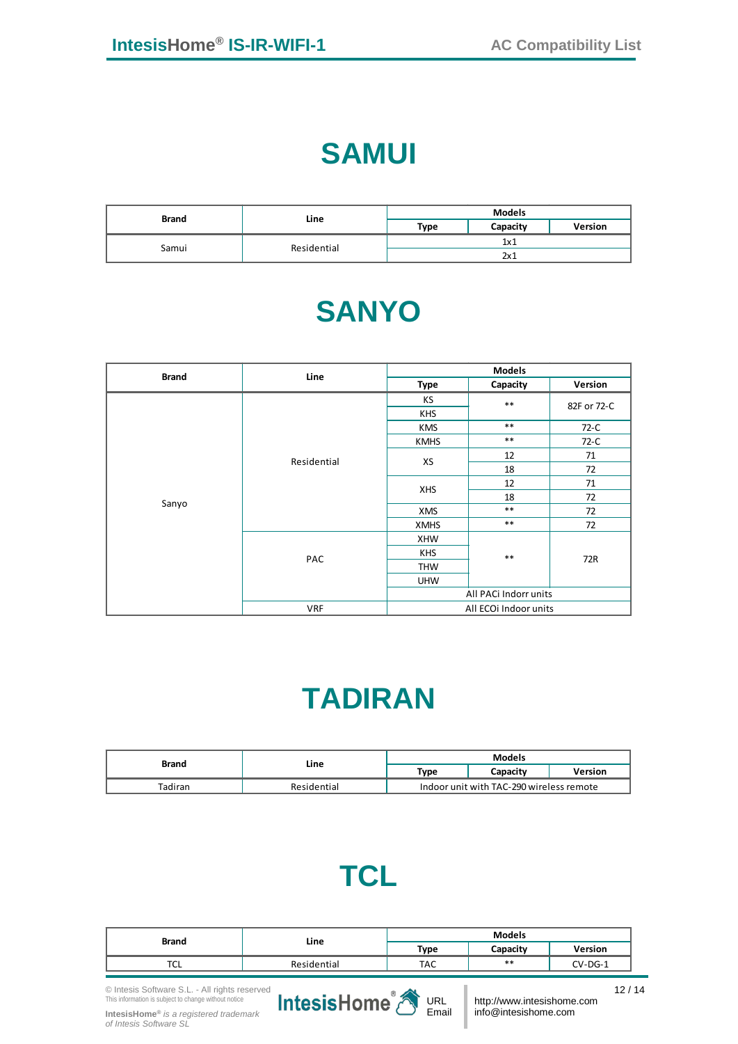# SAMUI

| Brand | Line | Models | | |
|---|---|---|---|---|
| | | Type | Capacity | Version |
| Samui | Residential | 1x1 | | |
| | | 2x1 | | |

# SANYO

| Brand | Line | Models | | |
|---|---|---|---|---|
| | | Type | Capacity | Version |
| Sanyo | Residential | KS | ** | 82F or 72-C |
| | | KHS | | |
| | | KMS | ** | 72-C |
| | | KMHS | ** | 72-C |
| | | XS | 12 | 71 |
| | | | 18 | 72 |
| | | XHS | 12 | 71 |
| | | | 18 | 72 |
| | | XMS | ** | 72 |
| | | XMHS | ** | 72 |
| | PAC | XHW | ** | 72R |
| | | KHS | | |
| | | THW | | |
| | | UHW | | |
| | | All PACi Indorr units | | |
| | VRF | All ECOi Indoor units | | |

# TADIRAN

| Brand | Line | Models | | |
|---|---|---|---|---|
| | | Type | Capacity | Version |
| Tadiran | Residential | Indoor unit with TAC-290 wireless remote | | |

# TCL

| Brand | Line | Models | | |
|---|---|---|---|---|
| | | Type | Capacity | Version |
| TCL | Residential | TAC | ** | CV-DG-1 |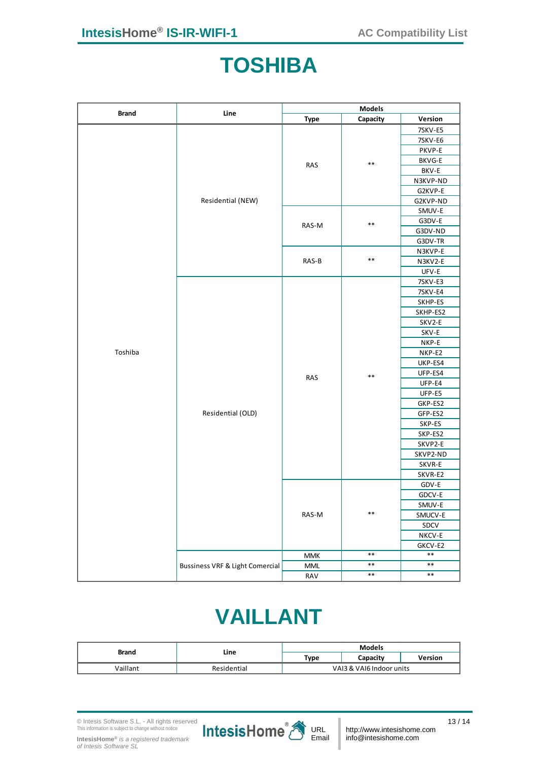# TOSHIBA

| Brand | Line | Models | | |
|---|---|---|---|---|
| | | Type | Capacity | Version |
| Toshiba | Residential (NEW) | RAS | ** | 7SKV-E5 |
| | | | | 7SKV-E6 |
| | | | | PKVP-E |
| | | | | BKVG-E |
| | | | | BKV-E |
| | | | | N3KVP-ND |
| | | | | G2KVP-E |
| | | | | G2KVP-ND |
| | | RAS-M | ** | SMUV-E |
| | | | | G3DV-E |
| | | | | G3DV-ND |
| | | | | G3DV-TR |
| | | RAS-B | ** | N3KVP-E |
| | | | | N3KV2-E |
| | | | | UFV-E |
| | Residential (OLD) | RAS | ** | 7SKV-E3 |
| | | | | 7SKV-E4 |
| | | | | SKHP-ES |
| | | | | SKHP-ES2 |
| | | | | SKV2-E |
| | | | | SKV-E |
| | | | | NKP-E |
| | | | | NKP-E2 |
| | | | | UKP-ES4 |
| | | | | UFP-ES4 |
| | | | | UFP-E4 |
| | | | | UFP-E5 |
| | | | | GKP-ES2 |
| | | | | GFP-ES2 |
| | | | | SKP-ES |
| | | | | SKP-ES2 |
| | | | | SKVP2-E |
| | | | | SKVP2-ND |
| | | | | SKVR-E |
| | | | | SKVR-E2 |
| | | RAS-M | ** | GDV-E |
| | | | | GDCV-E |
| | | | | SMUV-E |
| | | | | SMUCV-E |
| | | | | SDCV |
| | | | | NKCV-E |
| | | | | GKCV-E2 |
| | Bussiness VRF & Light Comercial | MMK | ** | ** |
| | | MML | ** | ** |
| | | RAV | ** | ** |

# VAILLANT

| Brand | Line | Models | | |
|---|---|---|---|---|
| | | Type | Capacity | Version |
| Vaillant | Residential | VAI3 & VAI6 Indoor units | | |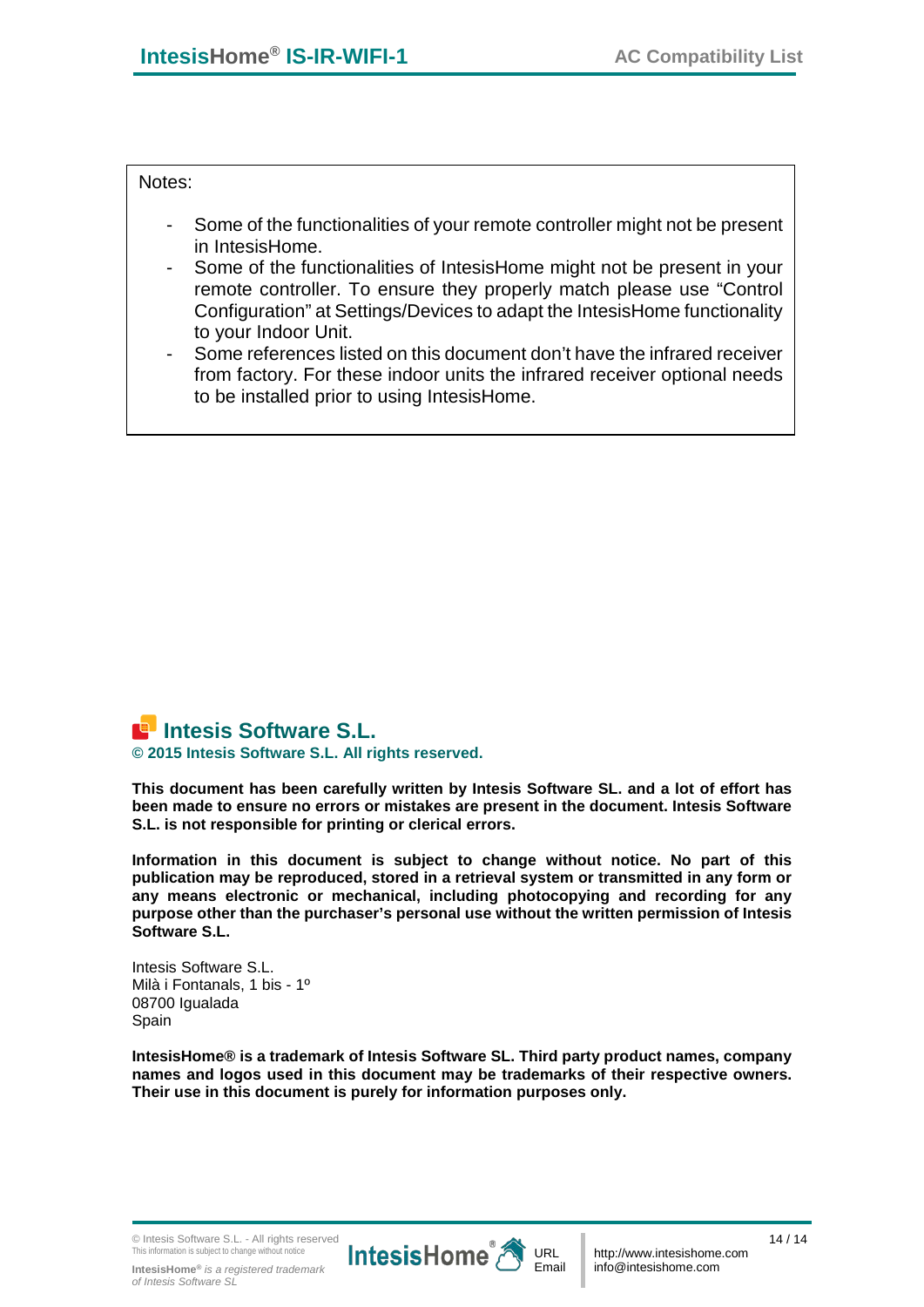Notes:

- Some of the functionalities of your remote controller might not be present in IntesisHome.
- Some of the functionalities of IntesisHome might not be present in your remote controller. To ensure they properly match please use “Control Configuration” at Settings/Devices to adapt the IntesisHome functionality to your Indoor Unit.
- Some references listed on this document don’t have the infrared receiver from factory. For these indoor units the infrared receiver optional needs to be installed prior to using IntesisHome.

## Intesis Software S.L.

**© 2015 Intesis Software S.L. All rights reserved.**

**This document has been carefully written by Intesis Software SL. and a lot of effort has been made to ensure no errors or mistakes are present in the document. Intesis Software S.L. is not responsible for printing or clerical errors.**

**Information in this document is subject to change without notice. No part of this publication may be reproduced, stored in a retrieval system or transmitted in any form or any means electronic or mechanical, including photocopying and recording for any purpose other than the purchaser’s personal use without the written permission of Intesis Software S.L.**

Intesis Software S.L.
Milà i Fontanals, 1 bis - 1º
08700 Igualada
Spain

**IntesisHome® is a trademark of Intesis Software SL. Third party product names, company names and logos used in this document may be trademarks of their respective owners. Their use in this document is purely for information purposes only.**